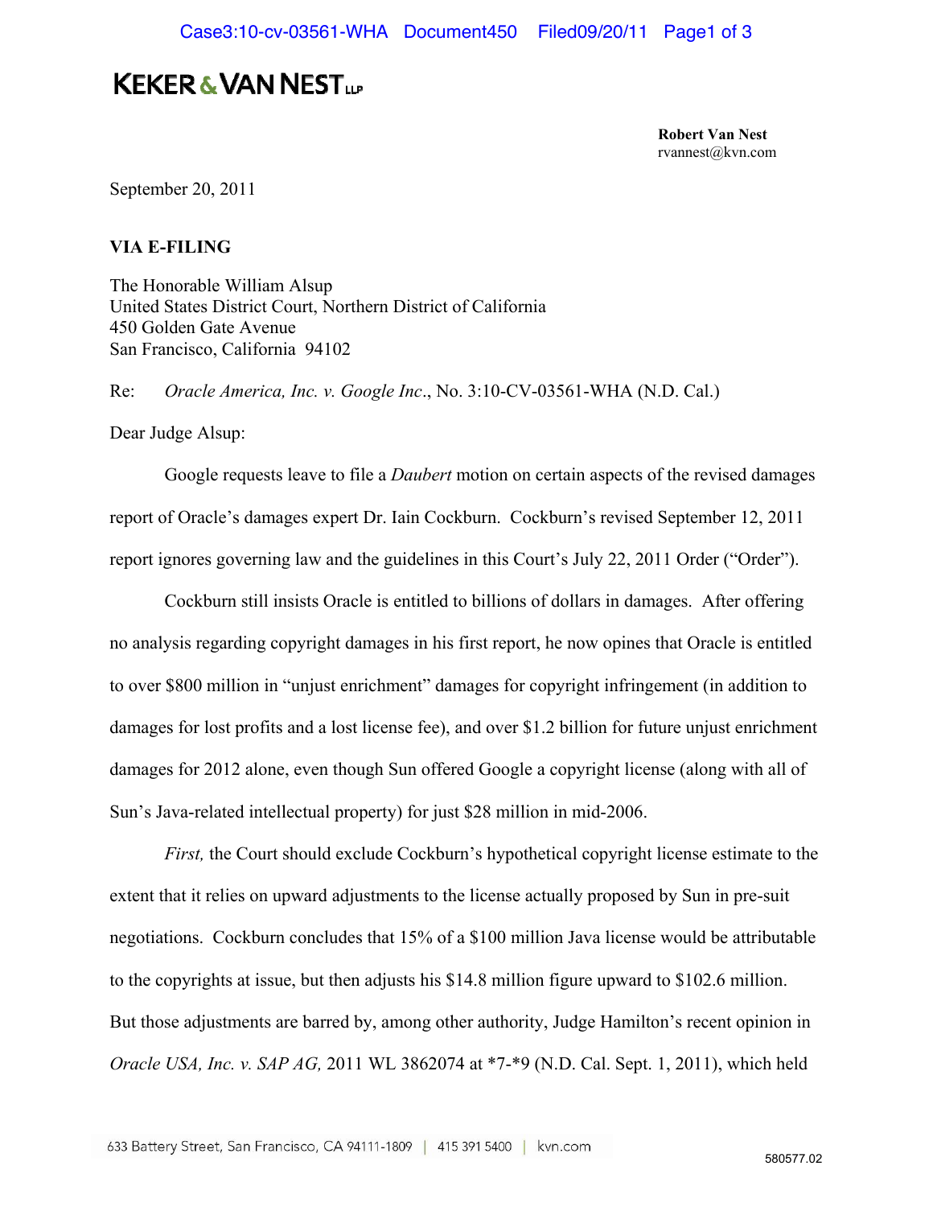# KEKER & VAN NEST LLP

**Robert Van Nest**
rvannest@kvn.com

September 20, 2011

**VIA E-FILING**

The Honorable William Alsup
United States District Court, Northern District of California
450 Golden Gate Avenue
San Francisco, California 94102

Re: *Oracle America, Inc. v. Google Inc*., No. 3:10-CV-03561-WHA (N.D. Cal.)

Dear Judge Alsup:

Google requests leave to file a *Daubert* motion on certain aspects of the revised damages report of Oracle's damages expert Dr. Iain Cockburn. Cockburn's revised September 12, 2011 report ignores governing law and the guidelines in this Court's July 22, 2011 Order ("Order").

Cockburn still insists Oracle is entitled to billions of dollars in damages. After offering no analysis regarding copyright damages in his first report, he now opines that Oracle is entitled to over $800 million in "unjust enrichment" damages for copyright infringement (in addition to damages for lost profits and a lost license fee), and over $1.2 billion for future unjust enrichment damages for 2012 alone, even though Sun offered Google a copyright license (along with all of Sun's Java-related intellectual property) for just $28 million in mid-2006.

*First,* the Court should exclude Cockburn's hypothetical copyright license estimate to the extent that it relies on upward adjustments to the license actually proposed by Sun in pre-suit negotiations. Cockburn concludes that 15% of a $100 million Java license would be attributable to the copyrights at issue, but then adjusts his $14.8 million figure upward to $102.6 million. But those adjustments are barred by, among other authority, Judge Hamilton's recent opinion in *Oracle USA, Inc. v. SAP AG,* 2011 WL 3862074 at *7-*9 (N.D. Cal. Sept. 1, 2011), which held

633 Battery Street, San Francisco, CA 94111-1809 | 415 391 5400 | kvn.com

580577.02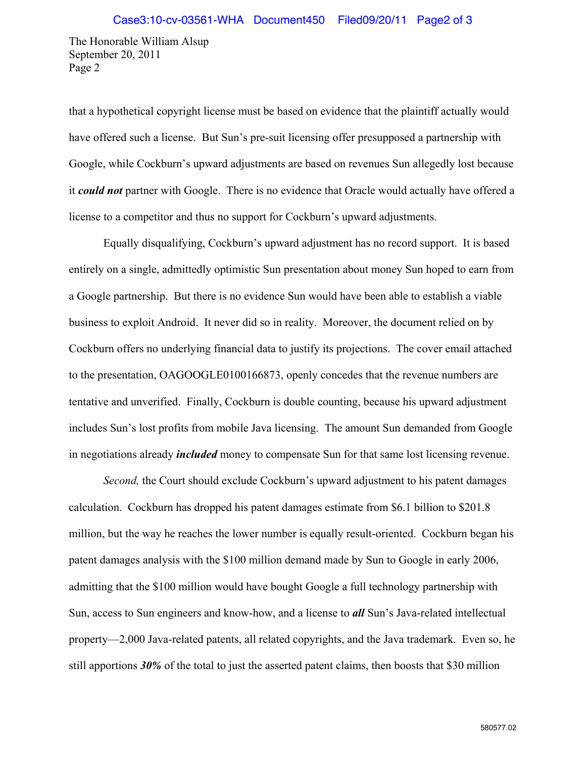The Honorable William Alsup
September 20, 2011
Page 2

that a hypothetical copyright license must be based on evidence that the plaintiff actually would have offered such a license. But Sun's pre-suit licensing offer presupposed a partnership with Google, while Cockburn's upward adjustments are based on revenues Sun allegedly lost because it ***could not*** partner with Google. There is no evidence that Oracle would actually have offered a license to a competitor and thus no support for Cockburn's upward adjustments.

Equally disqualifying, Cockburn's upward adjustment has no record support. It is based entirely on a single, admittedly optimistic Sun presentation about money Sun hoped to earn from a Google partnership. But there is no evidence Sun would have been able to establish a viable business to exploit Android. It never did so in reality. Moreover, the document relied on by Cockburn offers no underlying financial data to justify its projections. The cover email attached to the presentation, OAGOOGLE0100166873, openly concedes that the revenue numbers are tentative and unverified. Finally, Cockburn is double counting, because his upward adjustment includes Sun's lost profits from mobile Java licensing. The amount Sun demanded from Google in negotiations already ***included*** money to compensate Sun for that same lost licensing revenue.

*Second,* the Court should exclude Cockburn's upward adjustment to his patent damages calculation. Cockburn has dropped his patent damages estimate from $6.1 billion to $201.8 million, but the way he reaches the lower number is equally result-oriented. Cockburn began his patent damages analysis with the $100 million demand made by Sun to Google in early 2006, admitting that the $100 million would have bought Google a full technology partnership with Sun, access to Sun engineers and know-how, and a license to ***all*** Sun's Java-related intellectual property—2,000 Java-related patents, all related copyrights, and the Java trademark. Even so, he still apportions ***30%*** of the total to just the asserted patent claims, then boosts that $30 million

580577.02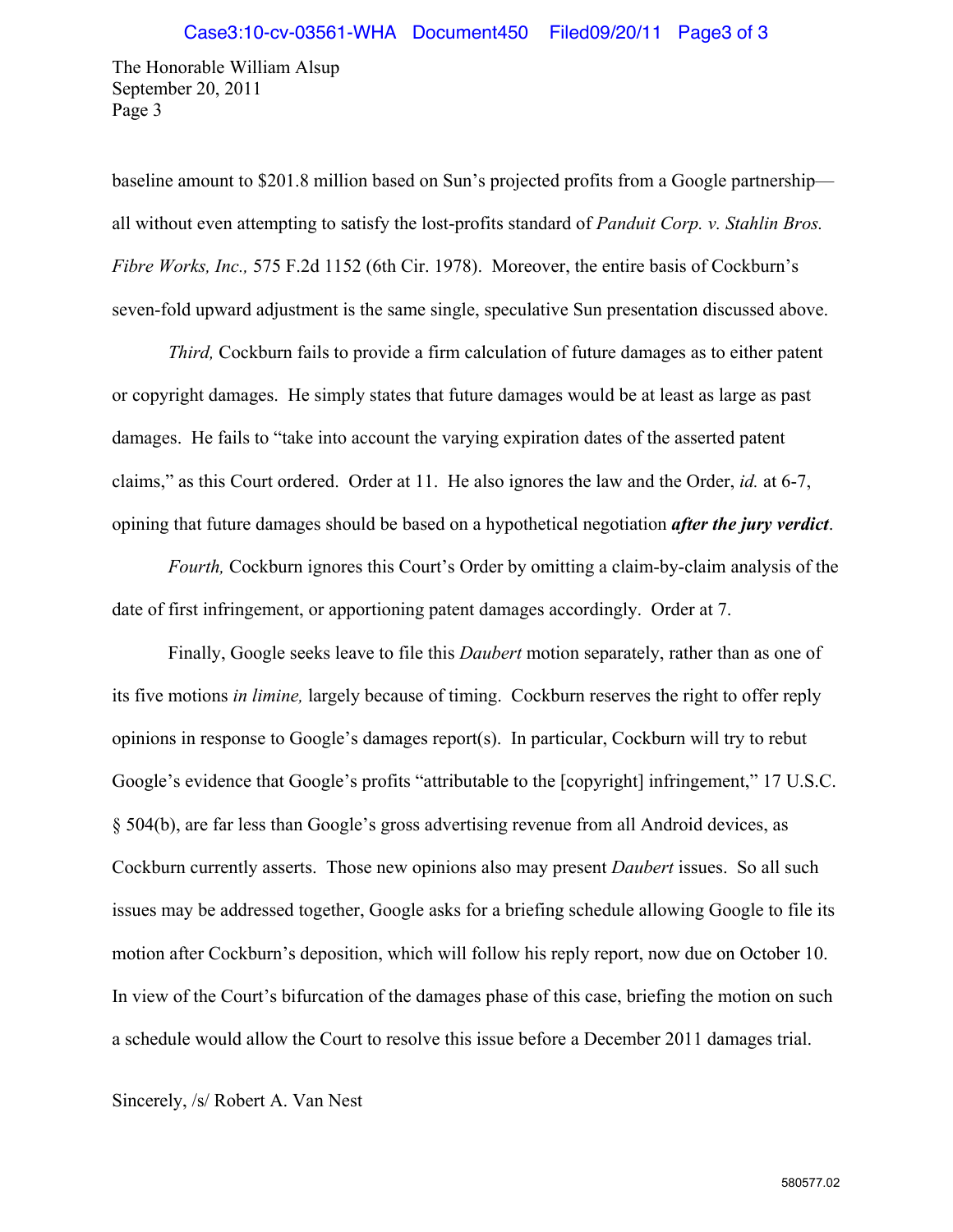The Honorable William Alsup
September 20, 2011
Page 3

baseline amount to $201.8 million based on Sun's projected profits from a Google partnership—all without even attempting to satisfy the lost-profits standard of *Panduit Corp. v. Stahlin Bros. Fibre Works, Inc.,* 575 F.2d 1152 (6th Cir. 1978). Moreover, the entire basis of Cockburn's seven-fold upward adjustment is the same single, speculative Sun presentation discussed above.

*Third,* Cockburn fails to provide a firm calculation of future damages as to either patent or copyright damages. He simply states that future damages would be at least as large as past damages. He fails to "take into account the varying expiration dates of the asserted patent claims," as this Court ordered. Order at 11. He also ignores the law and the Order, *id.* at 6-7, opining that future damages should be based on a hypothetical negotiation ***after the jury verdict***.

*Fourth,* Cockburn ignores this Court's Order by omitting a claim-by-claim analysis of the date of first infringement, or apportioning patent damages accordingly. Order at 7.

Finally, Google seeks leave to file this *Daubert* motion separately, rather than as one of its five motions *in limine,* largely because of timing. Cockburn reserves the right to offer reply opinions in response to Google's damages report(s). In particular, Cockburn will try to rebut Google's evidence that Google's profits "attributable to the [copyright] infringement," 17 U.S.C. § 504(b), are far less than Google's gross advertising revenue from all Android devices, as Cockburn currently asserts. Those new opinions also may present *Daubert* issues. So all such issues may be addressed together, Google asks for a briefing schedule allowing Google to file its motion after Cockburn's deposition, which will follow his reply report, now due on October 10. In view of the Court's bifurcation of the damages phase of this case, briefing the motion on such a schedule would allow the Court to resolve this issue before a December 2011 damages trial.

Sincerely, /s/ Robert A. Van Nest

580577.02